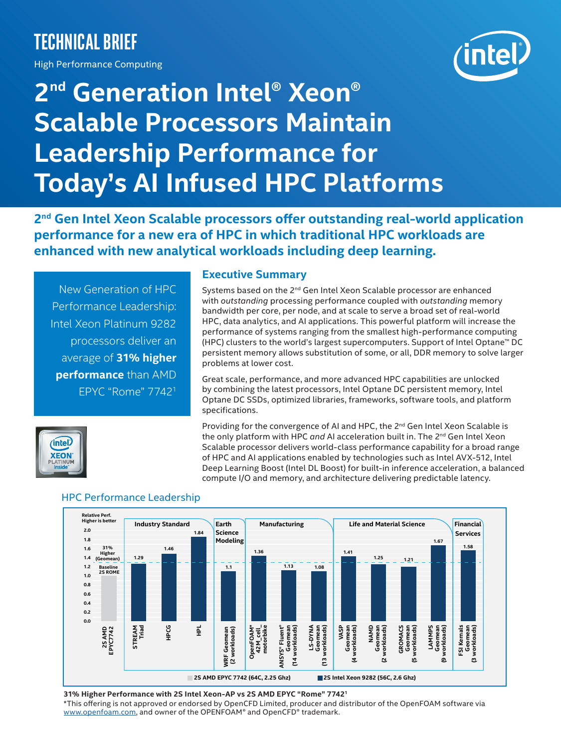# TECHNICAL BRIEF

High Performance Computing

# 2nd Generation Intel® Xeon® Scalable Processors Maintain Leadership Performance for Today's AI Infused HPC Platforms

**2nd Gen Intel Xeon Scalable processors offer outstanding real-world application performance for a new era of HPC in which traditional HPC workloads are enhanced with new analytical workloads including deep learning.**

New Generation of HPC Performance Leadership: Intel Xeon Platinum 9282 processors deliver an average of **31% higher performance** than AMD EPYC "Rome" 7742[1]

## Executive Summary

Systems based on the 2nd Gen Intel Xeon Scalable processor are enhanced with *outstanding* processing performance coupled with *outstanding* memory bandwidth per core, per node, and at scale to serve a broad set of real-world HPC, data analytics, and AI applications. This powerful platform will increase the performance of systems ranging from the smallest high-performance computing (HPC) clusters to the world's largest supercomputers. Support of Intel Optane™ DC persistent memory allows substitution of some, or all, DDR memory to solve larger problems at lower cost.

Great scale, performance, and more advanced HPC capabilities are unlocked by combining the latest processors, Intel Optane DC persistent memory, Intel Optane DC SSDs, optimized libraries, frameworks, software tools, and platform specifications.

Providing for the convergence of AI and HPC, the 2nd Gen Intel Xeon Scalable is the only platform with HPC *and* AI acceleration built in. The 2nd Gen Intel Xeon Scalable processor delivers world-class performance capability for a broad range of HPC and AI applications enabled by technologies such as Intel AVX-512, Intel Deep Learning Boost (Intel DL Boost) for built-in inference acceleration, a balanced compute I/O and memory, and architecture delivering predictable latency.

## HPC Performance Leadership

Relative Perf. Higher is better

| Category | Workload | Relative Perf. |
|---|---|---|
| Baseline | 2S AMD EPYC7742 | 1.0 (Baseline 2S ROME) |
| Industry Standard | STREAM Triad | 1.29 |
| Industry Standard | HPCG | 1.46 |
| Industry Standard | HPL | 1.84 |
| Earth Science Modeling | WRF Geomean (2 workloads) | 1.1 |
| Manufacturing | OpenFOAM* 42M_cell_motorbike | 1.36 |
| Manufacturing | ANSYS® Fluent® Geomean (14 workloads) | 1.13 |
| Manufacturing | LS-DYNA Geomean (13 workloads) | 1.08 |
| Life and Material Science | VASP Geomean (4 workloads) | 1.41 |
| Life and Material Science | NAMD Geomean (2 workloads) | 1.25 |
| Life and Material Science | GROMACS Geomean (5 workloads) | 1.21 |
| Life and Material Science | LAMMPS Geomean (9 workloads) | 1.67 |
| Financial Services | FSI Kernels Geomean (3 workloads) | 1.58 |

31% Higher (Geomean)

Legend: 2S AMD EPYC 7742 (64C, 2.25 Ghz); 2S Intel Xeon 9282 (56C, 2.6 Ghz)

**31% Higher Performance with 2S Intel Xeon-AP vs 2S AMD EPYC "Rome" 7742[1]**

*This offering is not approved or endorsed by OpenCFD Limited, producer and distributor of the OpenFOAM software via www.openfoam.com, and owner of the OPENFOAM® and OpenCFD® trademark.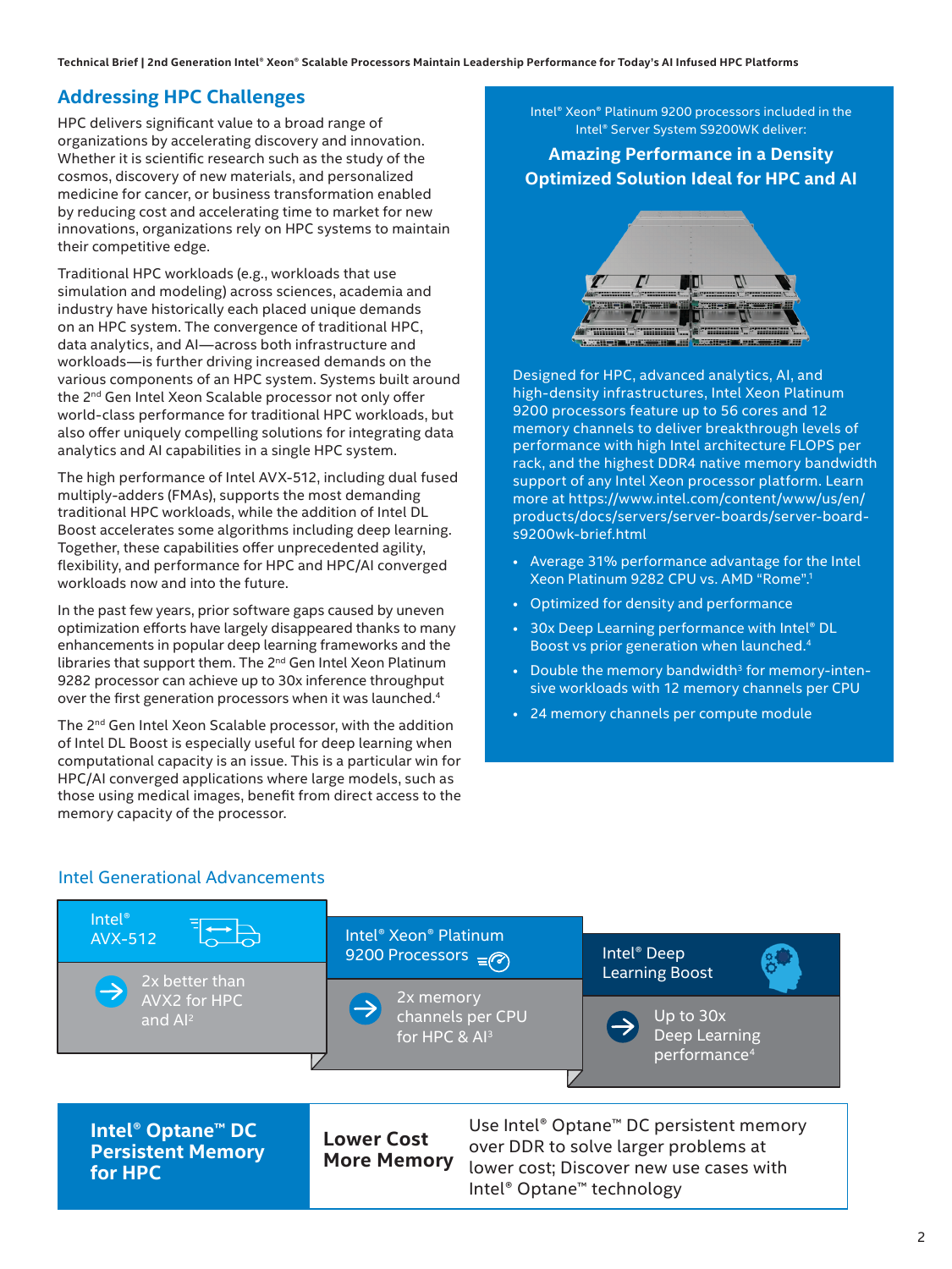## Addressing HPC Challenges

HPC delivers significant value to a broad range of organizations by accelerating discovery and innovation. Whether it is scientific research such as the study of the cosmos, discovery of new materials, and personalized medicine for cancer, or business transformation enabled by reducing cost and accelerating time to market for new innovations, organizations rely on HPC systems to maintain their competitive edge.

Traditional HPC workloads (e.g., workloads that use simulation and modeling) across sciences, academia and industry have historically each placed unique demands on an HPC system. The convergence of traditional HPC, data analytics, and AI—across both infrastructure and workloads—is further driving increased demands on the various components of an HPC system. Systems built around the 2nd Gen Intel Xeon Scalable processor not only offer world-class performance for traditional HPC workloads, but also offer uniquely compelling solutions for integrating data analytics and AI capabilities in a single HPC system.

The high performance of Intel AVX-512, including dual fused multiply-adders (FMAs), supports the most demanding traditional HPC workloads, while the addition of Intel DL Boost accelerates some algorithms including deep learning. Together, these capabilities offer unprecedented agility, flexibility, and performance for HPC and HPC/AI converged workloads now and into the future.

In the past few years, prior software gaps caused by uneven optimization efforts have largely disappeared thanks to many enhancements in popular deep learning frameworks and the libraries that support them. The 2nd Gen Intel Xeon Platinum 9282 processor can achieve up to 30x inference throughput over the first generation processors when it was launched.[4]

The 2nd Gen Intel Xeon Scalable processor, with the addition of Intel DL Boost is especially useful for deep learning when computational capacity is an issue. This is a particular win for HPC/AI converged applications where large models, such as those using medical images, benefit from direct access to the memory capacity of the processor.

Intel® Xeon® Platinum 9200 processors included in the Intel® Server System S9200WK deliver:

### Amazing Performance in a Density Optimized Solution Ideal for HPC and AI

Designed for HPC, advanced analytics, AI, and high-density infrastructures, Intel Xeon Platinum 9200 processors feature up to 56 cores and 12 memory channels to deliver breakthrough levels of performance with high Intel architecture FLOPS per rack, and the highest DDR4 native memory bandwidth support of any Intel Xeon processor platform. Learn more at https://www.intel.com/content/www/us/en/products/docs/servers/server-boards/server-board-s9200wk-brief.html

- Average 31% performance advantage for the Intel Xeon Platinum 9282 CPU vs. AMD "Rome".[1]
- Optimized for density and performance
- 30x Deep Learning performance with Intel® DL Boost vs prior generation when launched.[4]
- Double the memory bandwidth[3] for memory-intensive workloads with 12 memory channels per CPU
- 24 memory channels per compute module

### Intel Generational Advancements

- **Intel® AVX-512**: 2x better than AVX2 for HPC and AI[2]
- **Intel® Xeon® Platinum 9200 Processors**: 2x memory channels per CPU for HPC & AI[3]
- **Intel® Deep Learning Boost**: Up to 30x Deep Learning performance[4]

**Intel® Optane™ DC Persistent Memory for HPC**

**Lower Cost More Memory**

Use Intel® Optane™ DC persistent memory over DDR to solve larger problems at lower cost; Discover new use cases with Intel® Optane™ technology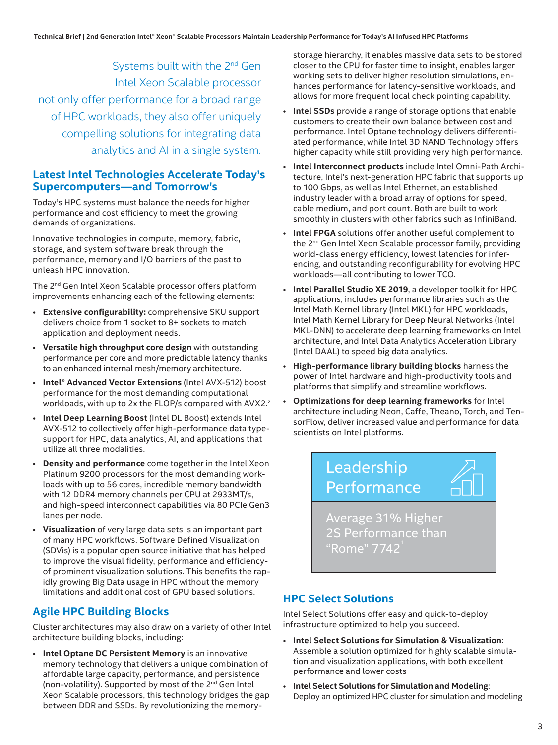Systems built with the 2nd Gen Intel Xeon Scalable processor not only offer performance for a broad range of HPC workloads, they also offer uniquely compelling solutions for integrating data analytics and AI in a single system.

## Latest Intel Technologies Accelerate Today's Supercomputers—and Tomorrow's

Today's HPC systems must balance the needs for higher performance and cost efficiency to meet the growing demands of organizations.

Innovative technologies in compute, memory, fabric, storage, and system software break through the performance, memory and I/O barriers of the past to unleash HPC innovation.

The 2nd Gen Intel Xeon Scalable processor offers platform improvements enhancing each of the following elements:

- **Extensive configurability:** comprehensive SKU support delivers choice from 1 socket to 8+ sockets to match application and deployment needs.
- **Versatile high throughput core design** with outstanding performance per core and more predictable latency thanks to an enhanced internal mesh/memory architecture.
- **Intel® Advanced Vector Extensions** (Intel AVX-512) boost performance for the most demanding computational workloads, with up to 2x the FLOP/s compared with AVX2.[2]
- **Intel Deep Learning Boost** (Intel DL Boost) extends Intel AVX-512 to collectively offer high-performance data type-support for HPC, data analytics, AI, and applications that utilize all three modalities.
- **Density and performance** come together in the Intel Xeon Platinum 9200 processors for the most demanding workloads with up to 56 cores, incredible memory bandwidth with 12 DDR4 memory channels per CPU at 2933MT/s, and high-speed interconnect capabilities via 80 PCIe Gen3 lanes per node.
- **Visualization** of very large data sets is an important part of many HPC workflows. Software Defined Visualization (SDVis) is a popular open source initiative that has helped to improve the visual fidelity, performance and efficiency-of prominent visualization solutions. This benefits the rapidly growing Big Data usage in HPC without the memory limitations and additional cost of GPU based solutions.

## Agile HPC Building Blocks

Cluster architectures may also draw on a variety of other Intel architecture building blocks, including:

- **Intel Optane DC Persistent Memory** is an innovative memory technology that delivers a unique combination of affordable large capacity, performance, and persistence (non-volatility). Supported by most of the 2nd Gen Intel Xeon Scalable processors, this technology bridges the gap between DDR and SSDs. By revolutionizing the memory-storage hierarchy, it enables massive data sets to be stored closer to the CPU for faster time to insight, enables larger working sets to deliver higher resolution simulations, enhances performance for latency-sensitive workloads, and allows for more frequent local check pointing capability.
- **Intel SSDs** provide a range of storage options that enable customers to create their own balance between cost and performance. Intel Optane technology delivers differentiated performance, while Intel 3D NAND Technology offers higher capacity while still providing very high performance.
- **Intel Interconnect products** include Intel Omni-Path Architecture, Intel's next-generation HPC fabric that supports up to 100 Gbps, as well as Intel Ethernet, an established industry leader with a broad array of options for speed, cable medium, and port count. Both are built to work smoothly in clusters with other fabrics such as InfiniBand.
- **Intel FPGA** solutions offer another useful complement to the 2nd Gen Intel Xeon Scalable processor family, providing world-class energy efficiency, lowest latencies for inferencing, and outstanding reconfigurability for evolving HPC workloads—all contributing to lower TCO.
- **Intel Parallel Studio XE 2019**, a developer toolkit for HPC applications, includes performance libraries such as the Intel Math Kernel library (Intel MKL) for HPC workloads, Intel Math Kernel Library for Deep Neural Networks (Intel MKL-DNN) to accelerate deep learning frameworks on Intel architecture, and Intel Data Analytics Acceleration Library (Intel DAAL) to speed big data analytics.
- **High-performance library building blocks** harness the power of Intel hardware and high-productivity tools and platforms that simplify and streamline workflows.
- **Optimizations for deep learning frameworks** for Intel architecture including Neon, Caffe, Theano, Torch, and TensorFlow, deliver increased value and performance for data scientists on Intel platforms.

**Leadership Performance**

Average 31% Higher 2S Performance than "Rome" 7742[1]

## HPC Select Solutions

Intel Select Solutions offer easy and quick-to-deploy infrastructure optimized to help you succeed.

- **Intel Select Solutions for Simulation & Visualization:** Assemble a solution optimized for highly scalable simulation and visualization applications, with both excellent performance and lower costs
- **Intel Select Solutions for Simulation and Modeling**: Deploy an optimized HPC cluster for simulation and modeling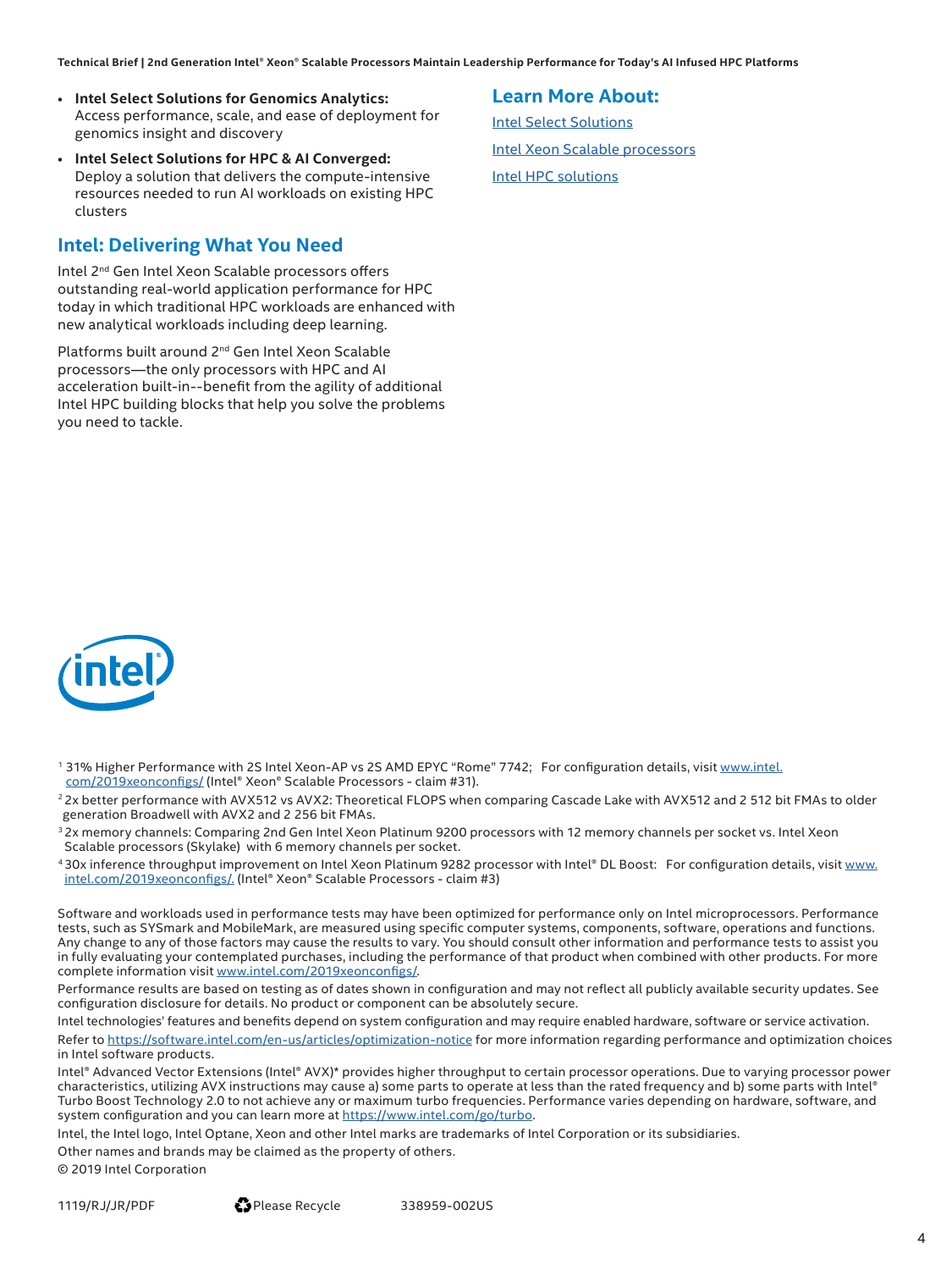- **Intel Select Solutions for Genomics Analytics:** Access performance, scale, and ease of deployment for genomics insight and discovery
- **Intel Select Solutions for HPC & AI Converged:** Deploy a solution that delivers the compute-intensive resources needed to run AI workloads on existing HPC clusters

## Intel: Delivering What You Need

Intel 2nd Gen Intel Xeon Scalable processors offers outstanding real-world application performance for HPC today in which traditional HPC workloads are enhanced with new analytical workloads including deep learning.

Platforms built around 2nd Gen Intel Xeon Scalable processors—the only processors with HPC and AI acceleration built-in--benefit from the agility of additional Intel HPC building blocks that help you solve the problems you need to tackle.

## Learn More About:

Intel Select Solutions

Intel Xeon Scalable processors

Intel HPC solutions

[1] 31% Higher Performance with 2S Intel Xeon-AP vs 2S AMD EPYC "Rome" 7742; For configuration details, visit www.intel.com/2019xeonconfigs/ (Intel® Xeon® Scalable Processors - claim #31).

[2] 2x better performance with AVX512 vs AVX2: Theoretical FLOPS when comparing Cascade Lake with AVX512 and 2 512 bit FMAs to older generation Broadwell with AVX2 and 2 256 bit FMAs.

[3] 2x memory channels: Comparing 2nd Gen Intel Xeon Platinum 9200 processors with 12 memory channels per socket vs. Intel Xeon Scalable processors (Skylake) with 6 memory channels per socket.

[4] 30x inference throughput improvement on Intel Xeon Platinum 9282 processor with Intel® DL Boost: For configuration details, visit www.intel.com/2019xeonconfigs/. (Intel® Xeon® Scalable Processors - claim #3)

Software and workloads used in performance tests may have been optimized for performance only on Intel microprocessors. Performance tests, such as SYSmark and MobileMark, are measured using specific computer systems, components, software, operations and functions. Any change to any of those factors may cause the results to vary. You should consult other information and performance tests to assist you in fully evaluating your contemplated purchases, including the performance of that product when combined with other products. For more complete information visit www.intel.com/2019xeonconfigs/.

Performance results are based on testing as of dates shown in configuration and may not reflect all publicly available security updates. See configuration disclosure for details. No product or component can be absolutely secure.

Intel technologies' features and benefits depend on system configuration and may require enabled hardware, software or service activation.

Refer to https://software.intel.com/en-us/articles/optimization-notice for more information regarding performance and optimization choices in Intel software products.

Intel® Advanced Vector Extensions (Intel® AVX)* provides higher throughput to certain processor operations. Due to varying processor power characteristics, utilizing AVX instructions may cause a) some parts to operate at less than the rated frequency and b) some parts with Intel® Turbo Boost Technology 2.0 to not achieve any or maximum turbo frequencies. Performance varies depending on hardware, software, and system configuration and you can learn more at https://www.intel.com/go/turbo.

Intel, the Intel logo, Intel Optane, Xeon and other Intel marks are trademarks of Intel Corporation or its subsidiaries.

Other names and brands may be claimed as the property of others.

© 2019 Intel Corporation

1119/RJ/JR/PDF Please Recycle 338959-002US